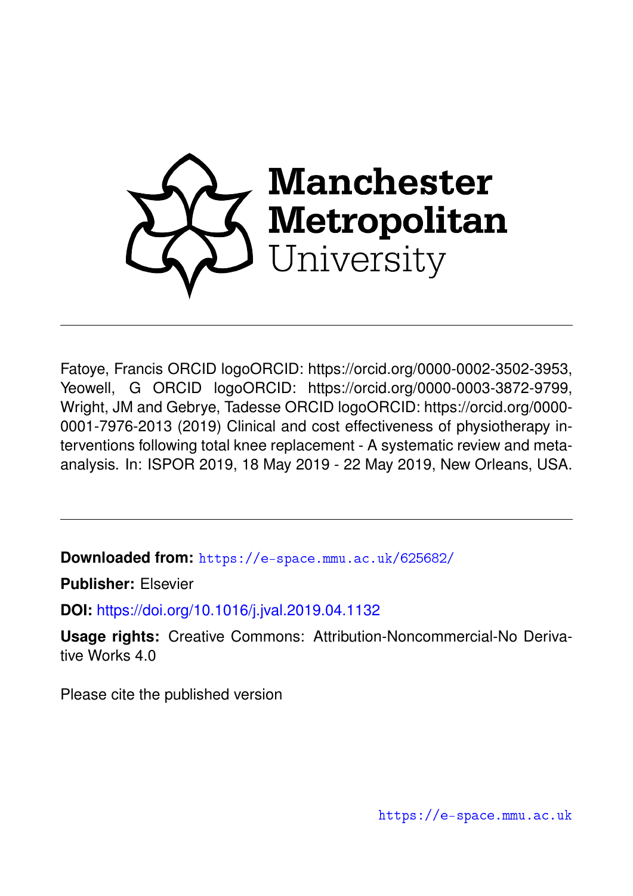Manchester Metropolitan University

Fatoye, Francis ORCID logoORCID: https://orcid.org/0000-0002-3502-3953, Yeowell, G ORCID logoORCID: https://orcid.org/0000-0003-3872-9799, Wright, JM and Gebrye, Tadesse ORCID logoORCID: https://orcid.org/0000-0001-7976-2013 (2019) Clinical and cost effectiveness of physiotherapy interventions following total knee replacement - A systematic review and meta-analysis. In: ISPOR 2019, 18 May 2019 - 22 May 2019, New Orleans, USA.

---

**Downloaded from:** https://e-space.mmu.ac.uk/625682/

**Publisher:** Elsevier

**DOI:** https://doi.org/10.1016/j.jval.2019.04.1132

**Usage rights:** Creative Commons: Attribution-Noncommercial-No Derivative Works 4.0

Please cite the published version

https://e-space.mmu.ac.uk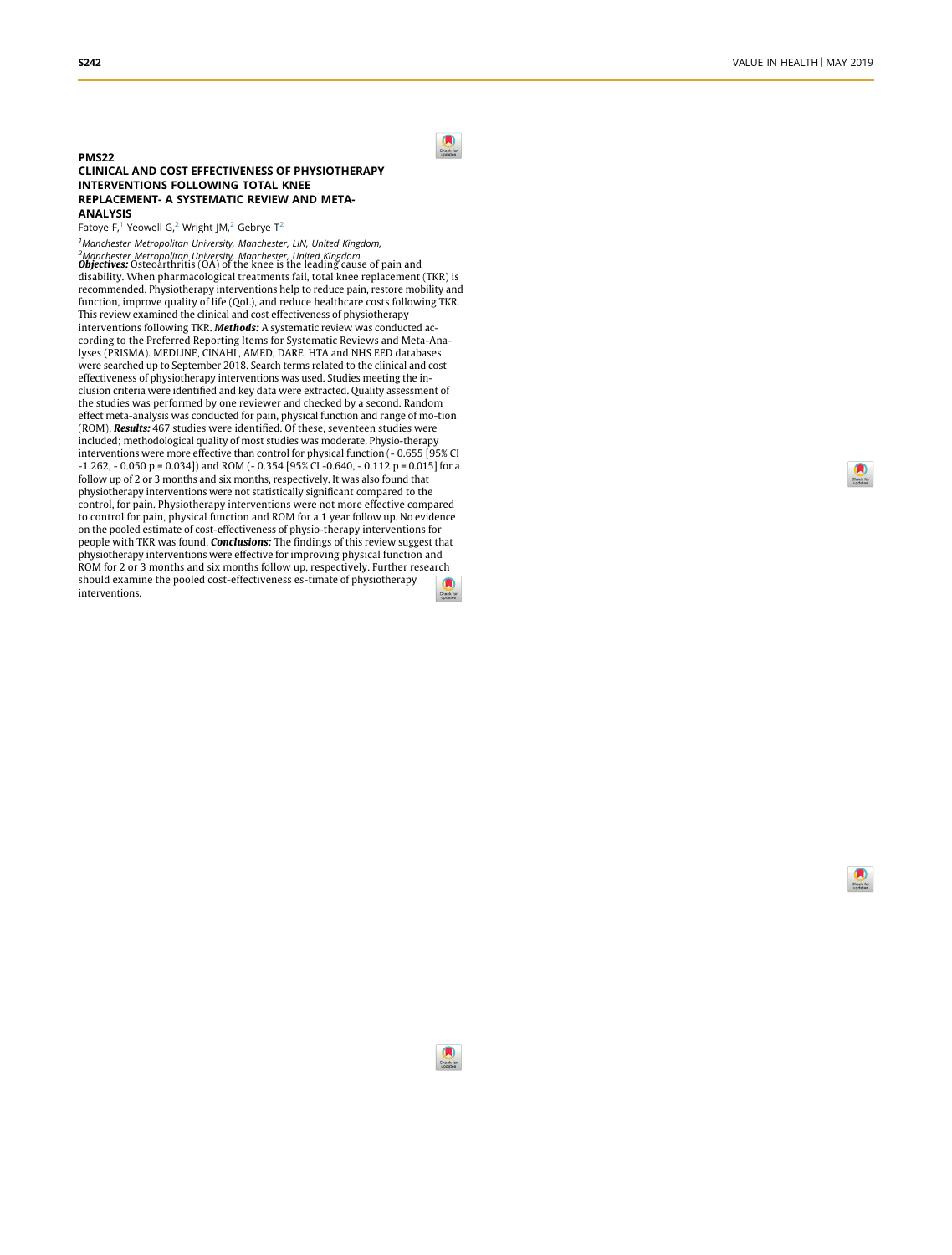## PMS22

### CLINICAL AND COST EFFECTIVENESS OF PHYSIOTHERAPY INTERVENTIONS FOLLOWING TOTAL KNEE REPLACEMENT- A SYSTEMATIC REVIEW AND META-ANALYSIS

Fatoye F,[1] Yeowell G,[2] Wright JM,[2] Gebrye T[2]

*[1]Manchester Metropolitan University, Manchester, LIN, United Kingdom,*
*[2]Manchester Metropolitan University, Manchester, United Kingdom*

***Objectives:*** Osteoarthritis (OA) of the knee is the leading cause of pain and disability. When pharmacological treatments fail, total knee replacement (TKR) is recommended. Physiotherapy interventions help to reduce pain, restore mobility and function, improve quality of life (QoL), and reduce healthcare costs following TKR. This review examined the clinical and cost effectiveness of physiotherapy interventions following TKR. ***Methods:*** A systematic review was conducted according to the Preferred Reporting Items for Systematic Reviews and Meta-Analyses (PRISMA). MEDLINE, CINAHL, AMED, DARE, HTA and NHS EED databases were searched up to September 2018. Search terms related to the clinical and cost effectiveness of physiotherapy interventions was used. Studies meeting the inclusion criteria were identified and key data were extracted. Quality assessment of the studies was performed by one reviewer and checked by a second. Random effect meta-analysis was conducted for pain, physical function and range of mo-tion (ROM). ***Results:*** 467 studies were identified. Of these, seventeen studies were included; methodological quality of most studies was moderate. Physio-therapy interventions were more effective than control for physical function (- 0.655 [95% CI -1.262, - 0.050 p = 0.034]) and ROM (- 0.354 [95% CI -0.640, - 0.112 p = 0.015] for a follow up of 2 or 3 months and six months, respectively. It was also found that physiotherapy interventions were not statistically significant compared to the control, for pain. Physiotherapy interventions were not more effective compared to control for pain, physical function and ROM for a 1 year follow up. No evidence on the pooled estimate of cost-effectiveness of physio-therapy interventions for people with TKR was found. ***Conclusions:*** The findings of this review suggest that physiotherapy interventions were effective for improving physical function and ROM for 2 or 3 months and six months follow up, respectively. Further research should examine the pooled cost-effectiveness es-timate of physiotherapy interventions.